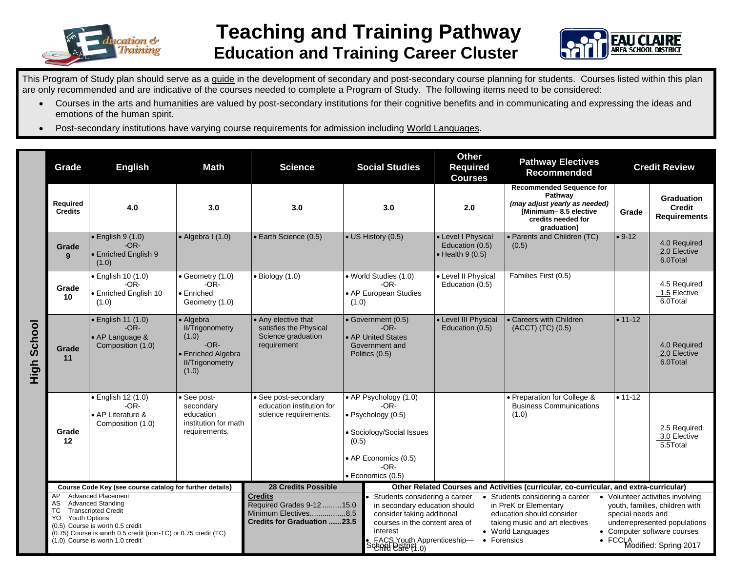# Teaching and Training Pathway

## Education and Training Career Cluster

This Program of Study plan should serve as a guide in the development of secondary and post-secondary course planning for students. Courses listed within this plan are only recommended and are indicative of the courses needed to complete a Program of Study. The following items need to be considered:

- Courses in the arts and humanities are valued by post-secondary institutions for their cognitive benefits and in communicating and expressing the ideas and emotions of the human spirit.
- Post-secondary institutions have varying course requirements for admission including World Languages.

## High School

| Grade | English | Math | Science | Social Studies | Other Required Courses | Pathway Electives Recommended | Credit Review | |
|---|---|---|---|---|---|---|---|---|
| **Required Credits** | 4.0 | 3.0 | 3.0 | 3.0 | 2.0 | **Recommended Sequence for Pathway** *(may adjust yearly as needed)* **[Minimum– 8.5 elective credits needed for graduation]** | **Grade** | **Graduation Credit Requirements** |
| **Grade 9** | • English 9 (1.0) -OR- • Enriched English 9 (1.0) | • Algebra I (1.0) | • Earth Science (0.5) | • US History (0.5) | • Level I Physical Education (0.5) • Health 9 (0.5) | • Parents and Children (TC) (0.5) | • 9-12 | 4.0 Required 2.0 Elective 6.0Total |
| **Grade 10** | • English 10 (1.0) -OR- • Enriched English 10 (1.0) | • Geometry (1.0) -OR- • Enriched Geometry (1.0) | • Biology (1.0) | • World Studies (1.0) -OR- • AP European Studies (1.0) | • Level II Physical Education (0.5) | Families First (0.5) | | 4.5 Required 1.5 Elective 6.0Total |
| **Grade 11** | • English 11 (1.0) -OR- • AP Language & Composition (1.0) | • Algebra II/Trigonometry (1.0) -OR- • Enriched Algebra II/Trigonometry (1.0) | • Any elective that satisfies the Physical Science graduation requirement | • Government (0.5) -OR- • AP United States Government and Politics (0.5) | • Level III Physical Education (0.5) | • Careers with Children (ACCT) (TC) (0.5) | • 11-12 | 4.0 Required 2.0 Elective 6.0Total |
| **Grade 12** | • English 12 (1.0) -OR- • AP Literature & Composition (1.0) | • See post-secondary education institution for math requirements. | • See post-secondary education institution for science requirements. | • AP Psychology (1.0) -OR- • Psychology (0.5) • Sociology/Social Issues (0.5) • AP Economics (0.5) -OR- • Economics (0.5) | | • Preparation for College & Business Communications (1.0) | • 11-12 | 2.5 Required 3.0 Elective 5.5Total |

**Course Code Key (see course catalog for further details)**

- AP Advanced Placement
- AS Advanced Standing
- TC Transcripted Credit
- YO Youth Options
- (0.5) Course is worth 0.5 credit
- (0.75) Course is worth 0.5 credit (non-TC) or 0.75 credit (TC)
- (1.0) Course is worth 1.0 credit

**28 Credits Possible**

**Credits**
Required Grades 9-12 .........15.0
Minimum Electives.................8.5
**Credits for Graduation ......23.5**

**Other Related Courses and Activities (curricular, co-curricular, and extra-curricular)**

- Students considering a career in secondary education should consider taking additional courses in the content area of interest
- FACS Youth Apprenticeship—Child Care (1.0)
- Students considering a career in PreK or Elementary education should consider taking music and art electives
- World Languages
- Forensics
- Volunteer activities involving youth, families, children with special needs and underrepresented populations
- Computer software courses
- FCCLA

School District Modified: Spring 2017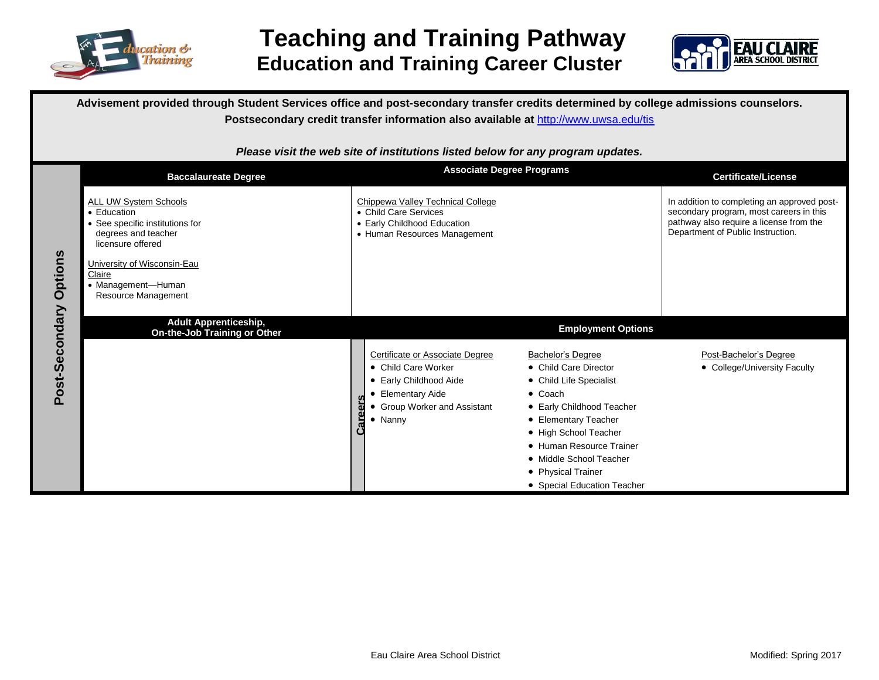# Teaching and Training Pathway

## Education and Training Career Cluster

**Advisement provided through Student Services office and post-secondary transfer credits determined by college admissions counselors.**

**Postsecondary credit transfer information also available at http://www.uwsa.edu/tis**

***Please visit the web site of institutions listed below for any program updates.***

**Post-Secondary Options**

| Baccalaureate Degree | Associate Degree Programs | Certificate/License |
|---|---|---|
| ALL UW System Schools<br>• Education<br>• See specific institutions for degrees and teacher licensure offered<br><br>University of Wisconsin-Eau Claire<br>• Management—Human Resource Management | Chippewa Valley Technical College<br>• Child Care Services<br>• Early Childhood Education<br>• Human Resources Management | In addition to completing an approved post-secondary program, most careers in this pathway also require a license from the Department of Public Instruction. |

| Adult Apprenticeship, On-the-Job Training or Other | Employment Options | | |
|---|---|---|---|
| | **Careers**<br>Certificate or Associate Degree<br>• Child Care Worker<br>• Early Childhood Aide<br>• Elementary Aide<br>• Group Worker and Assistant<br>• Nanny | Bachelor's Degree<br>• Child Care Director<br>• Child Life Specialist<br>• Coach<br>• Early Childhood Teacher<br>• Elementary Teacher<br>• High School Teacher<br>• Human Resource Trainer<br>• Middle School Teacher<br>• Physical Trainer<br>• Special Education Teacher | Post-Bachelor's Degree<br>• College/University Faculty |

Eau Claire Area School District

Modified: Spring 2017